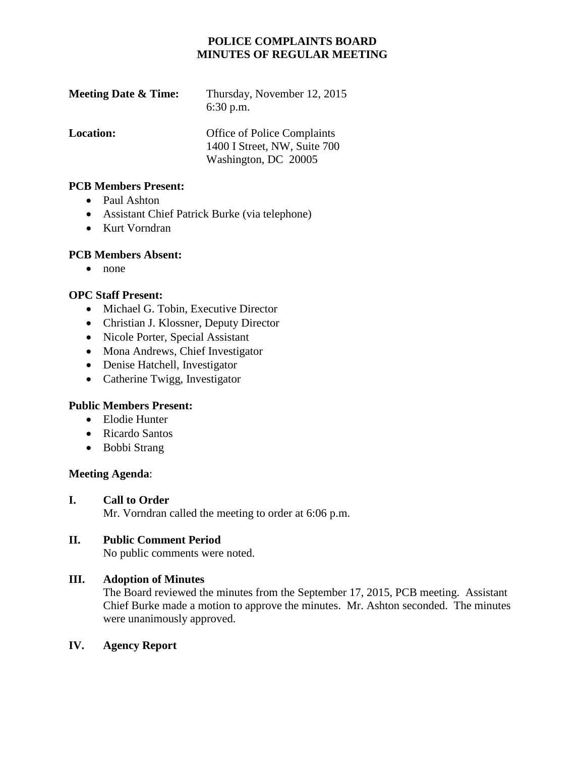# POLICE COMPLAINTS BOARD
## MINUTES OF REGULAR MEETING

**Meeting Date & Time:** Thursday, November 12, 2015
6:30 p.m.

**Location:** Office of Police Complaints
1400 I Street, NW, Suite 700
Washington, DC 20005

**PCB Members Present:**

- Paul Ashton
- Assistant Chief Patrick Burke (via telephone)
- Kurt Vorndran

**PCB Members Absent:**

- none

**OPC Staff Present:**

- Michael G. Tobin, Executive Director
- Christian J. Klossner, Deputy Director
- Nicole Porter, Special Assistant
- Mona Andrews, Chief Investigator
- Denise Hatchell, Investigator
- Catherine Twigg, Investigator

**Public Members Present:**

- Elodie Hunter
- Ricardo Santos
- Bobbi Strang

**Meeting Agenda**:

**I. Call to Order**

Mr. Vorndran called the meeting to order at 6:06 p.m.

**II. Public Comment Period**

No public comments were noted.

**III. Adoption of Minutes**

The Board reviewed the minutes from the September 17, 2015, PCB meeting. Assistant Chief Burke made a motion to approve the minutes. Mr. Ashton seconded. The minutes were unanimously approved.

**IV. Agency Report**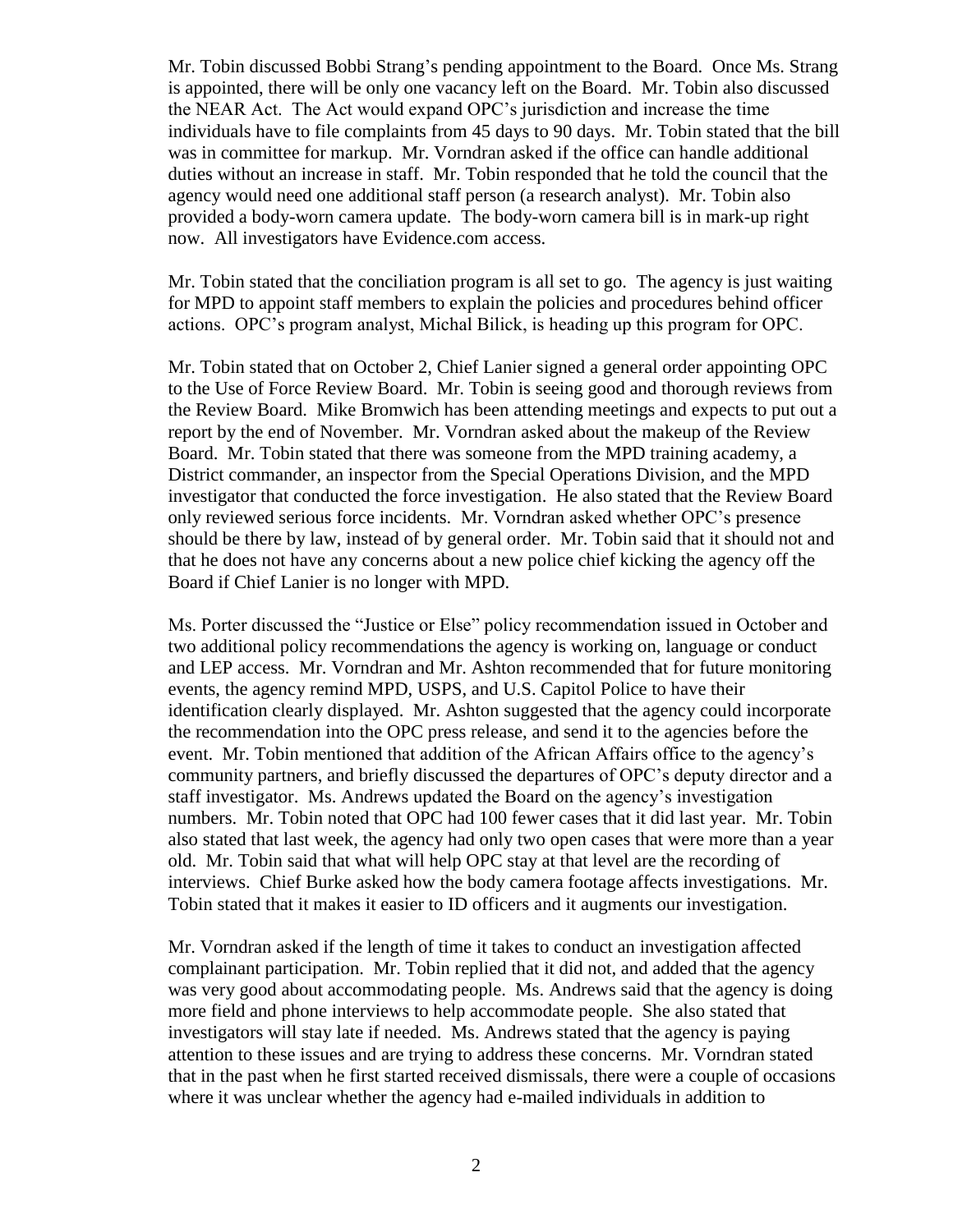Mr. Tobin discussed Bobbi Strang's pending appointment to the Board. Once Ms. Strang is appointed, there will be only one vacancy left on the Board. Mr. Tobin also discussed the NEAR Act. The Act would expand OPC's jurisdiction and increase the time individuals have to file complaints from 45 days to 90 days. Mr. Tobin stated that the bill was in committee for markup. Mr. Vorndran asked if the office can handle additional duties without an increase in staff. Mr. Tobin responded that he told the council that the agency would need one additional staff person (a research analyst). Mr. Tobin also provided a body-worn camera update. The body-worn camera bill is in mark-up right now. All investigators have Evidence.com access.

Mr. Tobin stated that the conciliation program is all set to go. The agency is just waiting for MPD to appoint staff members to explain the policies and procedures behind officer actions. OPC's program analyst, Michal Bilick, is heading up this program for OPC.

Mr. Tobin stated that on October 2, Chief Lanier signed a general order appointing OPC to the Use of Force Review Board. Mr. Tobin is seeing good and thorough reviews from the Review Board. Mike Bromwich has been attending meetings and expects to put out a report by the end of November. Mr. Vorndran asked about the makeup of the Review Board. Mr. Tobin stated that there was someone from the MPD training academy, a District commander, an inspector from the Special Operations Division, and the MPD investigator that conducted the force investigation. He also stated that the Review Board only reviewed serious force incidents. Mr. Vorndran asked whether OPC's presence should be there by law, instead of by general order. Mr. Tobin said that it should not and that he does not have any concerns about a new police chief kicking the agency off the Board if Chief Lanier is no longer with MPD.

Ms. Porter discussed the "Justice or Else" policy recommendation issued in October and two additional policy recommendations the agency is working on, language or conduct and LEP access. Mr. Vorndran and Mr. Ashton recommended that for future monitoring events, the agency remind MPD, USPS, and U.S. Capitol Police to have their identification clearly displayed. Mr. Ashton suggested that the agency could incorporate the recommendation into the OPC press release, and send it to the agencies before the event. Mr. Tobin mentioned that addition of the African Affairs office to the agency's community partners, and briefly discussed the departures of OPC's deputy director and a staff investigator. Ms. Andrews updated the Board on the agency's investigation numbers. Mr. Tobin noted that OPC had 100 fewer cases that it did last year. Mr. Tobin also stated that last week, the agency had only two open cases that were more than a year old. Mr. Tobin said that what will help OPC stay at that level are the recording of interviews. Chief Burke asked how the body camera footage affects investigations. Mr. Tobin stated that it makes it easier to ID officers and it augments our investigation.

Mr. Vorndran asked if the length of time it takes to conduct an investigation affected complainant participation. Mr. Tobin replied that it did not, and added that the agency was very good about accommodating people. Ms. Andrews said that the agency is doing more field and phone interviews to help accommodate people. She also stated that investigators will stay late if needed. Ms. Andrews stated that the agency is paying attention to these issues and are trying to address these concerns. Mr. Vorndran stated that in the past when he first started received dismissals, there were a couple of occasions where it was unclear whether the agency had e-mailed individuals in addition to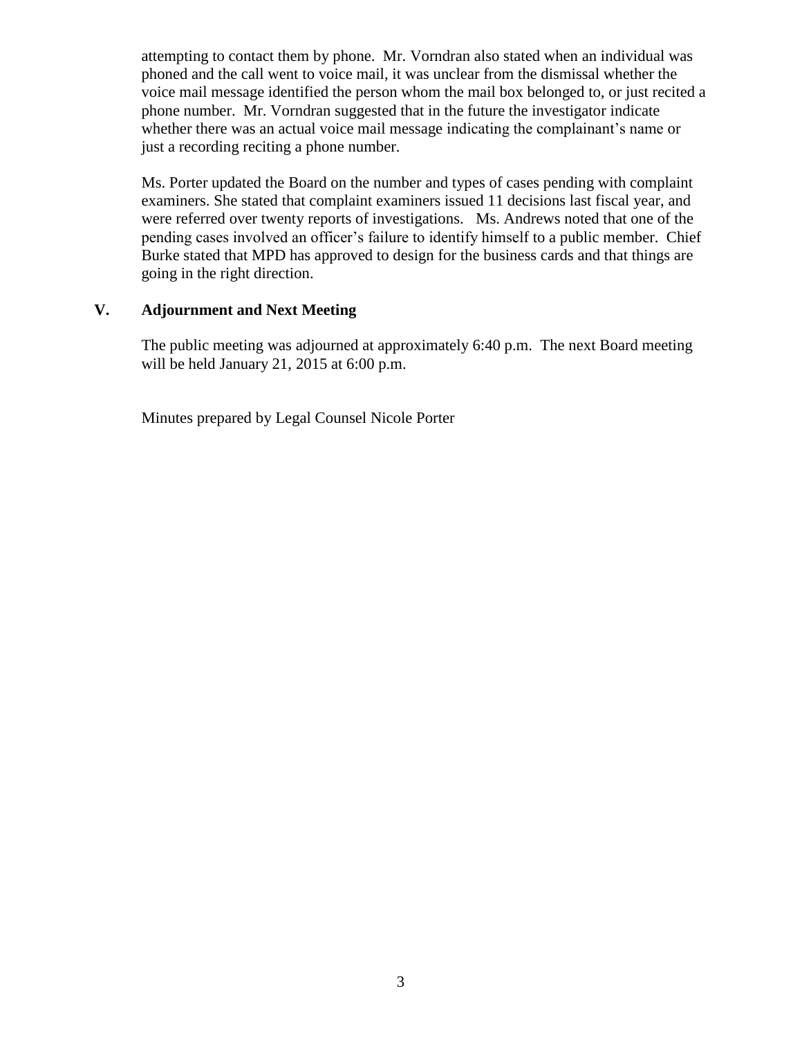attempting to contact them by phone. Mr. Vorndran also stated when an individual was phoned and the call went to voice mail, it was unclear from the dismissal whether the voice mail message identified the person whom the mail box belonged to, or just recited a phone number. Mr. Vorndran suggested that in the future the investigator indicate whether there was an actual voice mail message indicating the complainant's name or just a recording reciting a phone number.

Ms. Porter updated the Board on the number and types of cases pending with complaint examiners. She stated that complaint examiners issued 11 decisions last fiscal year, and were referred over twenty reports of investigations. Ms. Andrews noted that one of the pending cases involved an officer's failure to identify himself to a public member. Chief Burke stated that MPD has approved to design for the business cards and that things are going in the right direction.

## V. Adjournment and Next Meeting

The public meeting was adjourned at approximately 6:40 p.m. The next Board meeting will be held January 21, 2015 at 6:00 p.m.

Minutes prepared by Legal Counsel Nicole Porter